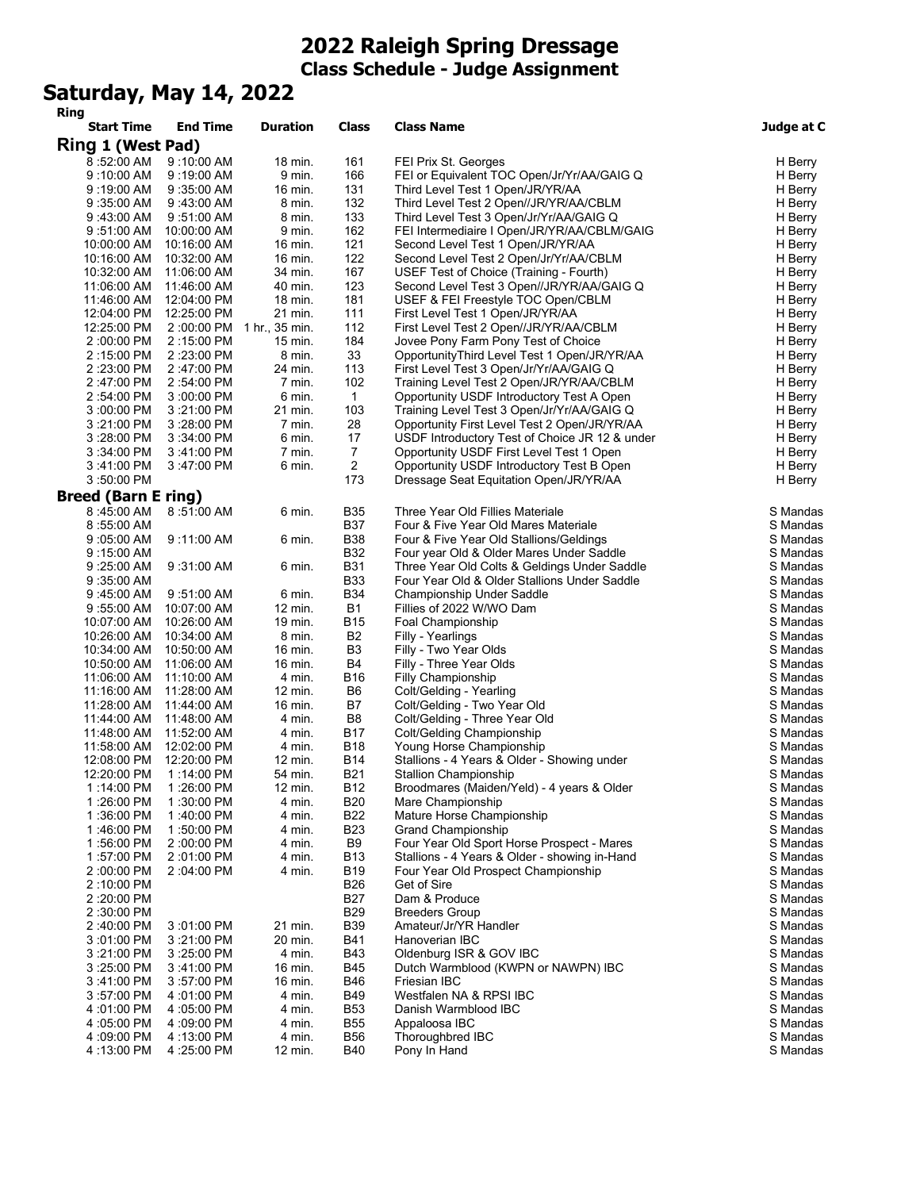# 2022 Raleigh Spring Dressage

## Class Schedule - Judge Assignment

## Saturday, May 14, 2022

| Ring Start Time | End Time | Duration | Class | Class Name | Judge at C |
|---|---|---|---|---|---|
| **Ring 1 (West Pad)** | | | | | |
| 8 :52:00 AM | 9 :10:00 AM | 18 min. | 161 | FEI Prix St. Georges | H Berry |
| 9 :10:00 AM | 9 :19:00 AM | 9 min. | 166 | FEI or Equivalent TOC Open/Jr/Yr/AA/GAIG Q | H Berry |
| 9 :19:00 AM | 9 :35:00 AM | 16 min. | 131 | Third Level Test 1 Open/JR/YR/AA | H Berry |
| 9 :35:00 AM | 9 :43:00 AM | 8 min. | 132 | Third Level Test 2 Open//JR/YR/AA/CBLM | H Berry |
| 9 :43:00 AM | 9 :51:00 AM | 8 min. | 133 | Third Level Test 3 Open/Jr/Yr/AA/GAIG Q | H Berry |
| 9 :51:00 AM | 10:00:00 AM | 9 min. | 162 | FEI Intermediaire I Open/JR/YR/AA/CBLM/GAIG | H Berry |
| 10:00:00 AM | 10:16:00 AM | 16 min. | 121 | Second Level Test 1 Open/JR/YR/AA | H Berry |
| 10:16:00 AM | 10:32:00 AM | 16 min. | 122 | Second Level Test 2 Open/Jr/Yr/AA/CBLM | H Berry |
| 10:32:00 AM | 11:06:00 AM | 34 min. | 167 | USEF Test of Choice (Training - Fourth) | H Berry |
| 11:06:00 AM | 11:46:00 AM | 40 min. | 123 | Second Level Test 3 Open//JR/YR/AA/GAIG Q | H Berry |
| 11:46:00 AM | 12:04:00 PM | 18 min. | 181 | USEF & FEI Freestyle TOC Open/CBLM | H Berry |
| 12:04:00 PM | 12:25:00 PM | 21 min. | 111 | First Level Test 1 Open/JR/YR/AA | H Berry |
| 12:25:00 PM | 2 :00:00 PM | 1 hr., 35 min. | 112 | First Level Test 2 Open//JR/YR/AA/CBLM | H Berry |
| 2 :00:00 PM | 2 :15:00 PM | 15 min. | 184 | Jovee Pony Farm Pony Test of Choice | H Berry |
| 2 :15:00 PM | 2 :23:00 PM | 8 min. | 33 | OpportunityThird Level Test 1 Open/JR/YR/AA | H Berry |
| 2 :23:00 PM | 2 :47:00 PM | 24 min. | 113 | First Level Test 3 Open/Jr/Yr/AA/GAIG Q | H Berry |
| 2 :47:00 PM | 2 :54:00 PM | 7 min. | 102 | Training Level Test 2 Open/JR/YR/AA/CBLM | H Berry |
| 2 :54:00 PM | 3 :00:00 PM | 6 min. | 1 | Opportunity USDF Introductory Test A Open | H Berry |
| 3 :00:00 PM | 3 :21:00 PM | 21 min. | 103 | Training Level Test 3 Open/Jr/Yr/AA/GAIG Q | H Berry |
| 3 :21:00 PM | 3 :28:00 PM | 7 min. | 28 | Opportunity First Level Test 2 Open/JR/YR/AA | H Berry |
| 3 :28:00 PM | 3 :34:00 PM | 6 min. | 17 | USDF Introductory Test of Choice JR 12 & under | H Berry |
| 3 :34:00 PM | 3 :41:00 PM | 7 min. | 7 | Opportunity USDF First Level Test 1 Open | H Berry |
| 3 :41:00 PM | 3 :47:00 PM | 6 min. | 2 | Opportunity USDF Introductory Test B Open | H Berry |
| 3 :50:00 PM | | | 173 | Dressage Seat Equitation Open/JR/YR/AA | H Berry |
| **Breed (Barn E ring)** | | | | | |
| 8 :45:00 AM | 8 :51:00 AM | 6 min. | B35 | Three Year Old Fillies Materiale | S Mandas |
| 8 :55:00 AM | | | B37 | Four & Five Year Old Mares Materiale | S Mandas |
| 9 :05:00 AM | 9 :11:00 AM | 6 min. | B38 | Four & Five Year Old Stallions/Geldings | S Mandas |
| 9 :15:00 AM | | | B32 | Four year Old & Older Mares Under Saddle | S Mandas |
| 9 :25:00 AM | 9 :31:00 AM | 6 min. | B31 | Three Year Old Colts & Geldings Under Saddle | S Mandas |
| 9 :35:00 AM | | | B33 | Four Year Old & Older Stallions Under Saddle | S Mandas |
| 9 :45:00 AM | 9 :51:00 AM | 6 min. | B34 | Championship Under Saddle | S Mandas |
| 9 :55:00 AM | 10:07:00 AM | 12 min. | B1 | Fillies of 2022 W/WO Dam | S Mandas |
| 10:07:00 AM | 10:26:00 AM | 19 min. | B15 | Foal Championship | S Mandas |
| 10:26:00 AM | 10:34:00 AM | 8 min. | B2 | Filly - Yearlings | S Mandas |
| 10:34:00 AM | 10:50:00 AM | 16 min. | B3 | Filly - Two Year Olds | S Mandas |
| 10:50:00 AM | 11:06:00 AM | 16 min. | B4 | Filly - Three Year Olds | S Mandas |
| 11:06:00 AM | 11:10:00 AM | 4 min. | B16 | Filly Championship | S Mandas |
| 11:16:00 AM | 11:28:00 AM | 12 min. | B6 | Colt/Gelding - Yearling | S Mandas |
| 11:28:00 AM | 11:44:00 AM | 16 min. | B7 | Colt/Gelding - Two Year Old | S Mandas |
| 11:44:00 AM | 11:48:00 AM | 4 min. | B8 | Colt/Gelding - Three Year Old | S Mandas |
| 11:48:00 AM | 11:52:00 AM | 4 min. | B17 | Colt/Gelding Championship | S Mandas |
| 11:58:00 AM | 12:02:00 PM | 4 min. | B18 | Young Horse Championship | S Mandas |
| 12:08:00 PM | 12:20:00 PM | 12 min. | B14 | Stallions - 4 Years & Older - Showing under | S Mandas |
| 12:20:00 PM | 1 :14:00 PM | 54 min. | B21 | Stallion Championship | S Mandas |
| 1 :14:00 PM | 1 :26:00 PM | 12 min. | B12 | Broodmares (Maiden/Yeld) - 4 years & Older | S Mandas |
| 1 :26:00 PM | 1 :30:00 PM | 4 min. | B20 | Mare Championship | S Mandas |
| 1 :36:00 PM | 1 :40:00 PM | 4 min. | B22 | Mature Horse Championship | S Mandas |
| 1 :46:00 PM | 1 :50:00 PM | 4 min. | B23 | Grand Championship | S Mandas |
| 1 :56:00 PM | 2 :00:00 PM | 4 min. | B9 | Four Year Old Sport Horse Prospect - Mares | S Mandas |
| 1 :57:00 PM | 2 :01:00 PM | 4 min. | B13 | Stallions - 4 Years & Older - showing in-Hand | S Mandas |
| 2 :00:00 PM | 2 :04:00 PM | 4 min. | B19 | Four Year Old Prospect Championship | S Mandas |
| 2 :10:00 PM | | | B26 | Get of Sire | S Mandas |
| 2 :20:00 PM | | | B27 | Dam & Produce | S Mandas |
| 2 :30:00 PM | | | B29 | Breeders Group | S Mandas |
| 2 :40:00 PM | 3 :01:00 PM | 21 min. | B39 | Amateur/Jr/YR Handler | S Mandas |
| 3 :01:00 PM | 3 :21:00 PM | 20 min. | B41 | Hanoverian IBC | S Mandas |
| 3 :21:00 PM | 3 :25:00 PM | 4 min. | B43 | Oldenburg ISR & GOV IBC | S Mandas |
| 3 :25:00 PM | 3 :41:00 PM | 16 min. | B45 | Dutch Warmblood (KWPN or NAWPN) IBC | S Mandas |
| 3 :41:00 PM | 3 :57:00 PM | 16 min. | B46 | Friesian IBC | S Mandas |
| 3 :57:00 PM | 4 :01:00 PM | 4 min. | B49 | Westfalen NA & RPSI IBC | S Mandas |
| 4 :01:00 PM | 4 :05:00 PM | 4 min. | B53 | Danish Warmblood IBC | S Mandas |
| 4 :05:00 PM | 4 :09:00 PM | 4 min. | B55 | Appaloosa IBC | S Mandas |
| 4 :09:00 PM | 4 :13:00 PM | 4 min. | B56 | Thoroughbred IBC | S Mandas |
| 4 :13:00 PM | 4 :25:00 PM | 12 min. | B40 | Pony In Hand | S Mandas |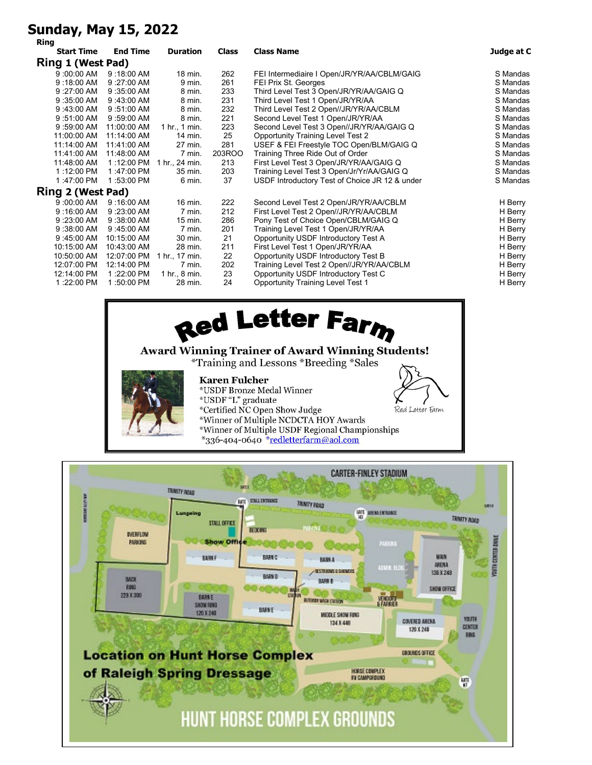# Sunday, May 15, 2022

**Ring**

## Ring 1 (West Pad)

| Start Time | End Time | Duration | Class | Class Name | Judge at C |
|---|---|---|---|---|---|
| 9 :00:00 AM | 9 :18:00 AM | 18 min. | 262 | FEI Intermediaire I Open/JR/YR/AA/CBLM/GAIG | S Mandas |
| 9 :18:00 AM | 9 :27:00 AM | 9 min. | 261 | FEI Prix St. Georges | S Mandas |
| 9 :27:00 AM | 9 :35:00 AM | 8 min. | 233 | Third Level Test 3 Open/JR/YR/AA/GAIG Q | S Mandas |
| 9 :35:00 AM | 9 :43:00 AM | 8 min. | 231 | Third Level Test 1 Open/JR/YR/AA | S Mandas |
| 9 :43:00 AM | 9 :51:00 AM | 8 min. | 232 | Third Level Test 2 Open//JR/YR/AA/CBLM | S Mandas |
| 9 :51:00 AM | 9 :59:00 AM | 8 min. | 221 | Second Level Test 1 Open/JR/YR/AA | S Mandas |
| 9 :59:00 AM | 11:00:00 AM | 1 hr., 1 min. | 223 | Second Level Test 3 Open//JR/YR/AA/GAIG Q | S Mandas |
| 11:00:00 AM | 11:14:00 AM | 14 min. | 25 | Opportunity Training Level Test 2 | S Mandas |
| 11:14:00 AM | 11:41:00 AM | 27 min. | 281 | USEF & FEI Freestyle TOC Open/BLM/GAIG Q | S Mandas |
| 11:41:00 AM | 11:48:00 AM | 7 min. | 203ROO | Training Three Ride Out of Order | S Mandas |
| 11:48:00 AM | 1 :12:00 PM | 1 hr., 24 min. | 213 | First Level Test 3 Open/JR/YR/AA/GAIG Q | S Mandas |
| 1 :12:00 PM | 1 :47:00 PM | 35 min. | 203 | Training Level Test 3 Open/Jr/Yr/AA/GAIG Q | S Mandas |
| 1 :47:00 PM | 1 :53:00 PM | 6 min. | 37 | USDF Introductory Test of Choice JR 12 & under | S Mandas |

## Ring 2 (West Pad)

| Start Time | End Time | Duration | Class | Class Name | Judge at C |
|---|---|---|---|---|---|
| 9 :00:00 AM | 9 :16:00 AM | 16 min. | 222 | Second Level Test 2 Open/JR/YR/AA/CBLM | H Berry |
| 9 :16:00 AM | 9 :23:00 AM | 7 min. | 212 | First Level Test 2 Open//JR/YR/AA/CBLM | H Berry |
| 9 :23:00 AM | 9 :38:00 AM | 15 min. | 286 | Pony Test of Choice Open/CBLM/GAIG Q | H Berry |
| 9 :38:00 AM | 9 :45:00 AM | 7 min. | 201 | Training Level Test 1 Open/JR/YR/AA | H Berry |
| 9 :45:00 AM | 10:15:00 AM | 30 min. | 21 | Opportunity USDF Introductory Test A | H Berry |
| 10:15:00 AM | 10:43:00 AM | 28 min. | 211 | First Level Test 1 Open/JR/YR/AA | H Berry |
| 10:50:00 AM | 12:07:00 PM | 1 hr., 17 min. | 22 | Opportunity USDF Introductory Test B | H Berry |
| 12:07:00 PM | 12:14:00 PM | 7 min. | 202 | Training Level Test 2 Open//JR/YR/AA/CBLM | H Berry |
| 12:14:00 PM | 1 :22:00 PM | 1 hr., 8 min. | 23 | Opportunity USDF Introductory Test C | H Berry |
| 1 :22:00 PM | 1 :50:00 PM | 28 min. | 24 | Opportunity Training Level Test 1 | H Berry |

**Red Letter Farm**

**Award Winning Trainer of Award Winning Students!**

*Training and Lessons *Breeding *Sales

**Karen Fulcher**

*USDF Bronze Medal Winner
*USDF "L" graduate
*Certified NC Open Show Judge
*Winner of Multiple NCDCTA HOY Awards
*Winner of Multiple USDF Regional Championships
*336-404-0640 *redletterfarm@aol.com

Red Letter Farm

**Location on Hunt Horse Complex of Raleigh Spring Dressage**

HUNT HORSE COMPLEX GROUNDS